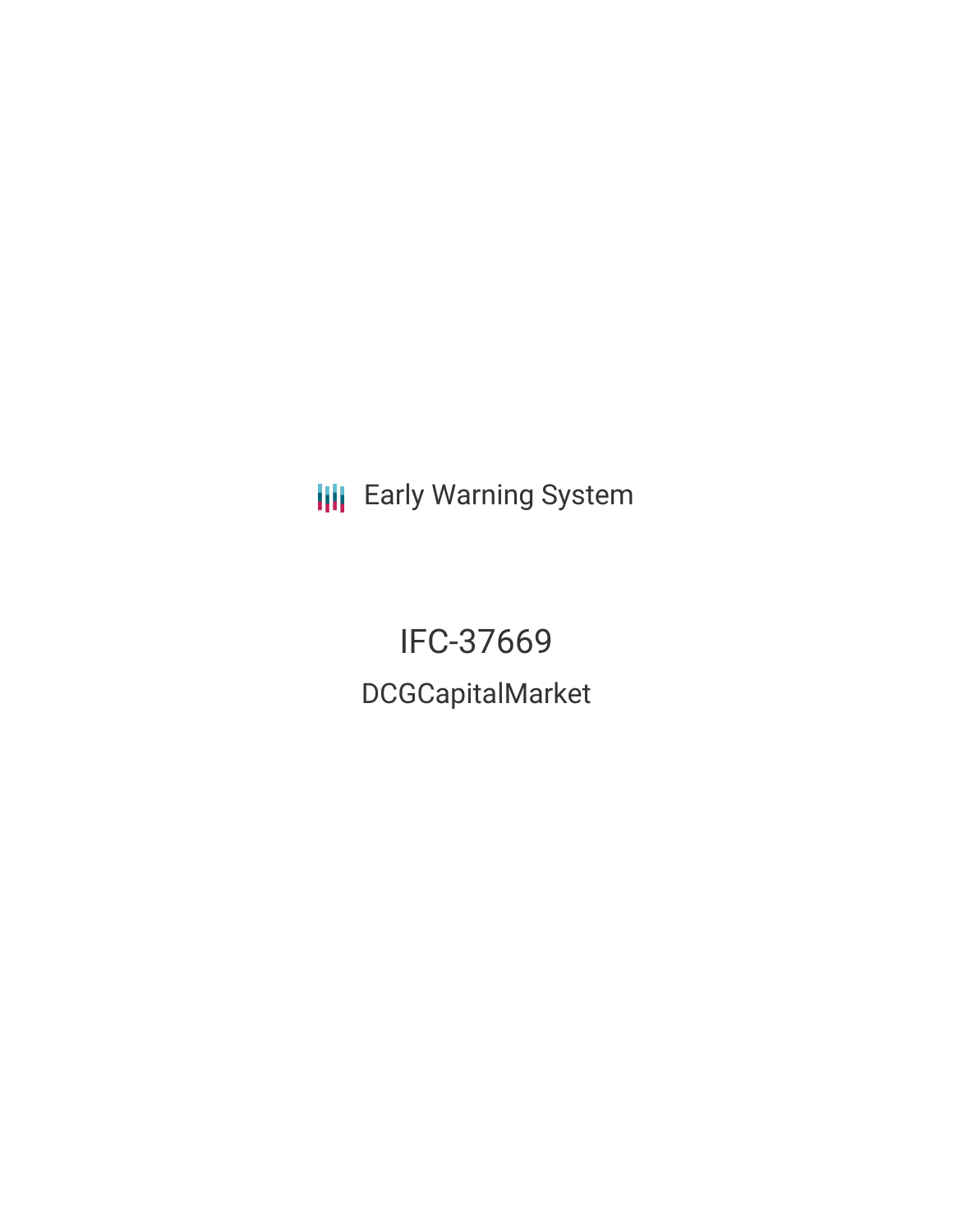Early Warning System

# IFC-37669

## DCGCapitalMarket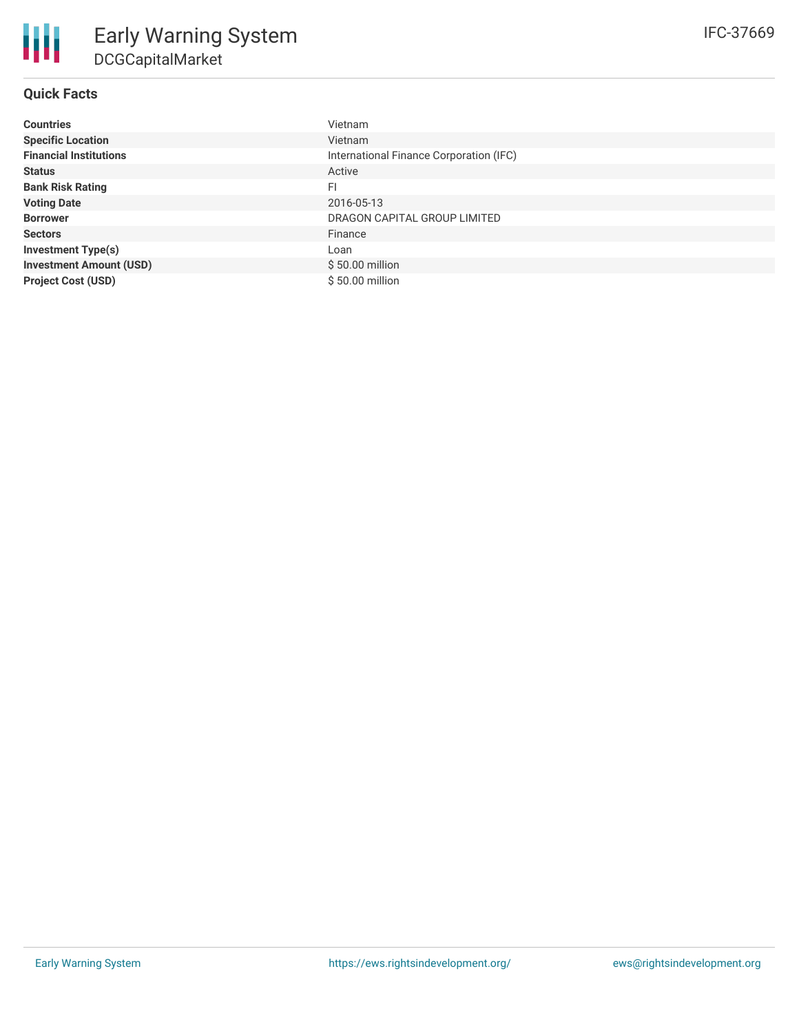# Early Warning System
## DCGCapitalMarket

IFC-37669

### Quick Facts

| | |
|---|---|
| **Countries** | Vietnam |
| **Specific Location** | Vietnam |
| **Financial Institutions** | International Finance Corporation (IFC) |
| **Status** | Active |
| **Bank Risk Rating** | FI |
| **Voting Date** | 2016-05-13 |
| **Borrower** | DRAGON CAPITAL GROUP LIMITED |
| **Sectors** | Finance |
| **Investment Type(s)** | Loan |
| **Investment Amount (USD)** | $ 50.00 million |
| **Project Cost (USD)** | $ 50.00 million |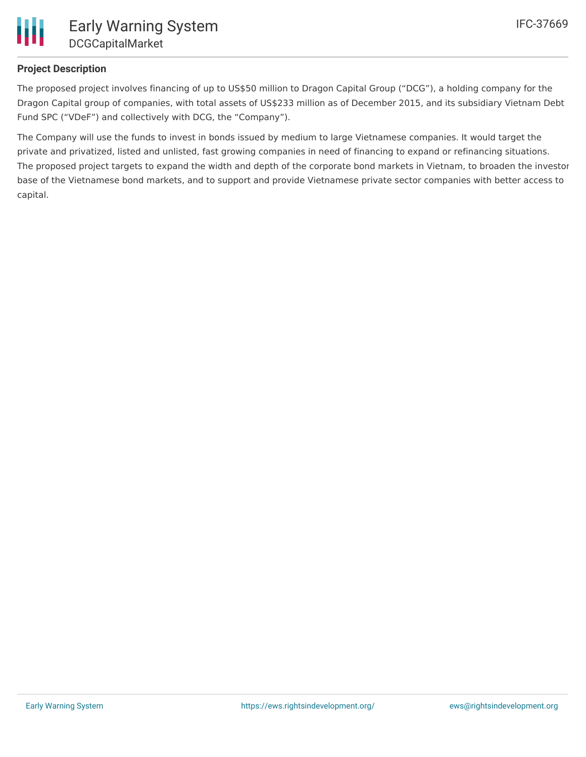## Project Description

The proposed project involves financing of up to US$50 million to Dragon Capital Group ("DCG"), a holding company for the Dragon Capital group of companies, with total assets of US$233 million as of December 2015, and its subsidiary Vietnam Debt Fund SPC ("VDeF") and collectively with DCG, the "Company").

The Company will use the funds to invest in bonds issued by medium to large Vietnamese companies. It would target the private and privatized, listed and unlisted, fast growing companies in need of financing to expand or refinancing situations. The proposed project targets to expand the width and depth of the corporate bond markets in Vietnam, to broaden the investor base of the Vietnamese bond markets, and to support and provide Vietnamese private sector companies with better access to capital.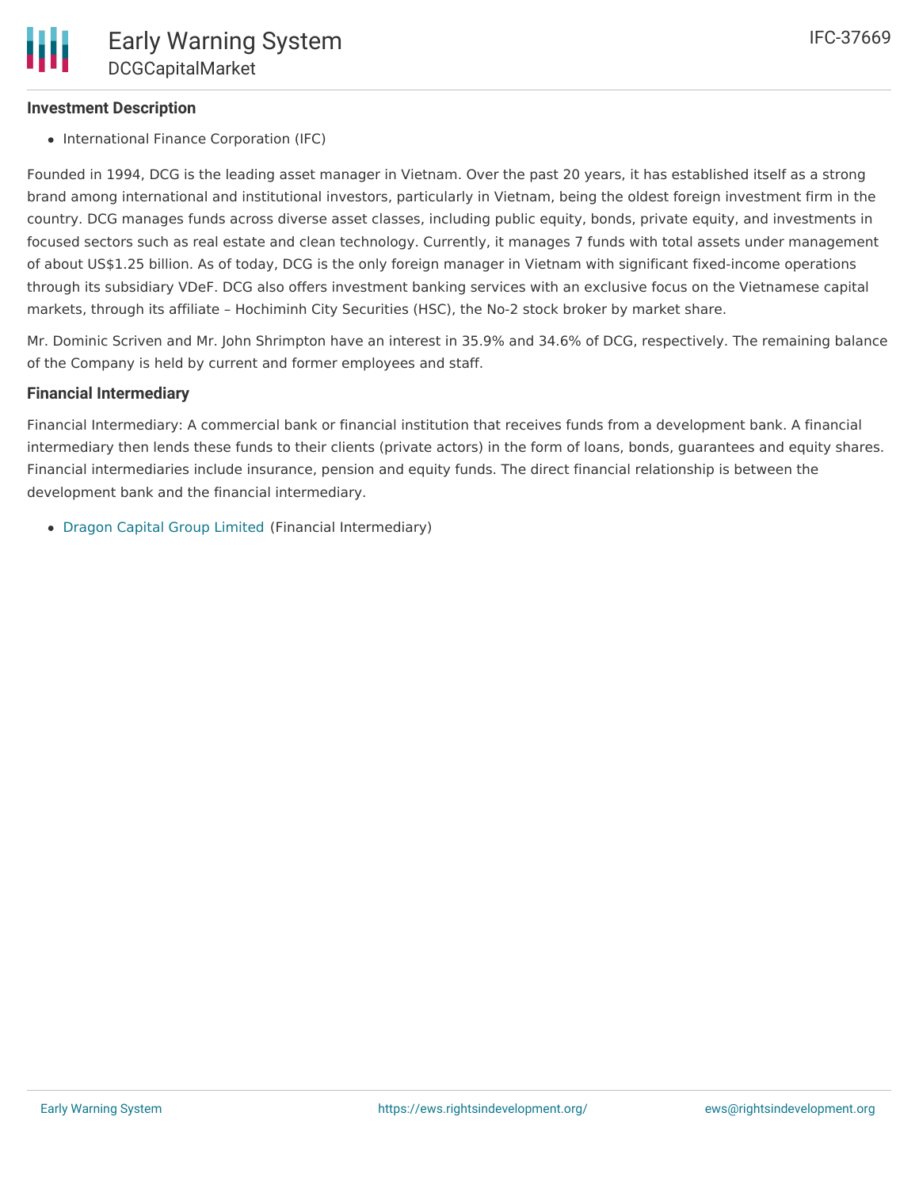### Investment Description

- International Finance Corporation (IFC)

Founded in 1994, DCG is the leading asset manager in Vietnam. Over the past 20 years, it has established itself as a strong brand among international and institutional investors, particularly in Vietnam, being the oldest foreign investment firm in the country. DCG manages funds across diverse asset classes, including public equity, bonds, private equity, and investments in focused sectors such as real estate and clean technology. Currently, it manages 7 funds with total assets under management of about US$1.25 billion. As of today, DCG is the only foreign manager in Vietnam with significant fixed-income operations through its subsidiary VDeF. DCG also offers investment banking services with an exclusive focus on the Vietnamese capital markets, through its affiliate – Hochiminh City Securities (HSC), the No-2 stock broker by market share.

Mr. Dominic Scriven and Mr. John Shrimpton have an interest in 35.9% and 34.6% of DCG, respectively. The remaining balance of the Company is held by current and former employees and staff.

### Financial Intermediary

Financial Intermediary: A commercial bank or financial institution that receives funds from a development bank. A financial intermediary then lends these funds to their clients (private actors) in the form of loans, bonds, guarantees and equity shares. Financial intermediaries include insurance, pension and equity funds. The direct financial relationship is between the development bank and the financial intermediary.

- Dragon Capital Group Limited (Financial Intermediary)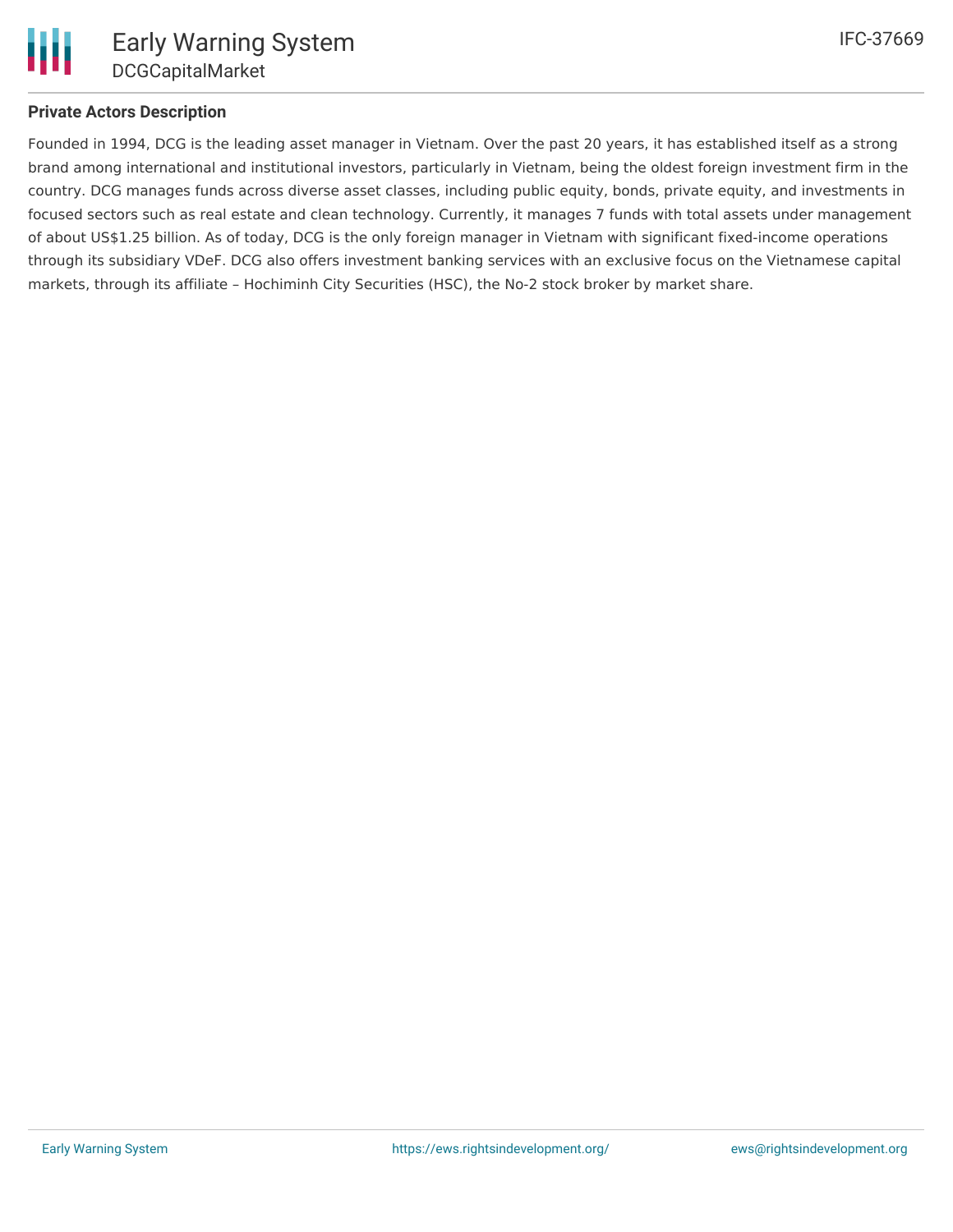**Private Actors Description**

Founded in 1994, DCG is the leading asset manager in Vietnam. Over the past 20 years, it has established itself as a strong brand among international and institutional investors, particularly in Vietnam, being the oldest foreign investment firm in the country. DCG manages funds across diverse asset classes, including public equity, bonds, private equity, and investments in focused sectors such as real estate and clean technology. Currently, it manages 7 funds with total assets under management of about US$1.25 billion. As of today, DCG is the only foreign manager in Vietnam with significant fixed-income operations through its subsidiary VDeF. DCG also offers investment banking services with an exclusive focus on the Vietnamese capital markets, through its affiliate – Hochiminh City Securities (HSC), the No-2 stock broker by market share.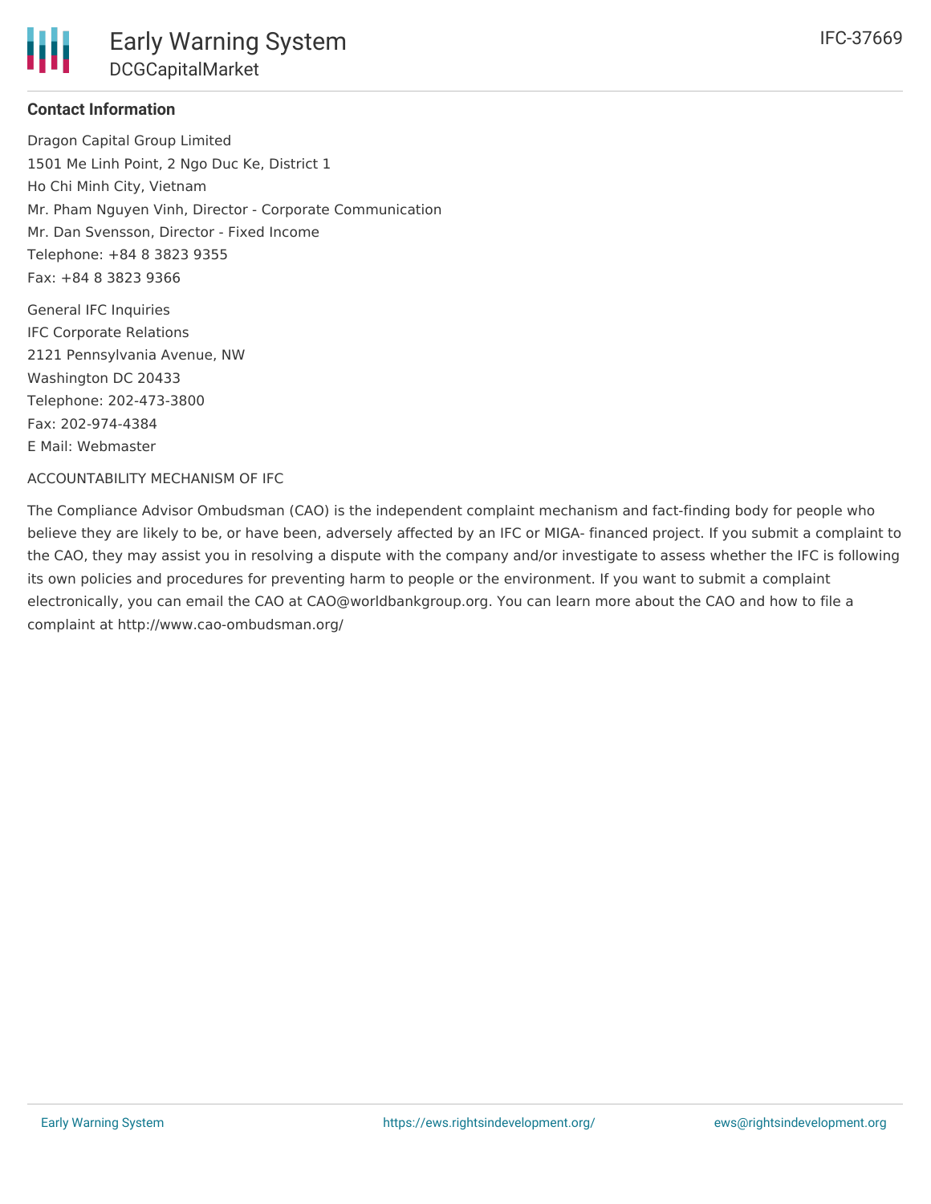### Contact Information

Dragon Capital Group Limited
1501 Me Linh Point, 2 Ngo Duc Ke, District 1
Ho Chi Minh City, Vietnam
Mr. Pham Nguyen Vinh, Director - Corporate Communication
Mr. Dan Svensson, Director - Fixed Income
Telephone: +84 8 3823 9355
Fax: +84 8 3823 9366

General IFC Inquiries
IFC Corporate Relations
2121 Pennsylvania Avenue, NW
Washington DC 20433
Telephone: 202-473-3800
Fax: 202-974-4384
E Mail: Webmaster

ACCOUNTABILITY MECHANISM OF IFC

The Compliance Advisor Ombudsman (CAO) is the independent complaint mechanism and fact-finding body for people who believe they are likely to be, or have been, adversely affected by an IFC or MIGA- financed project. If you submit a complaint to the CAO, they may assist you in resolving a dispute with the company and/or investigate to assess whether the IFC is following its own policies and procedures for preventing harm to people or the environment. If you want to submit a complaint electronically, you can email the CAO at CAO@worldbankgroup.org. You can learn more about the CAO and how to file a complaint at http://www.cao-ombudsman.org/